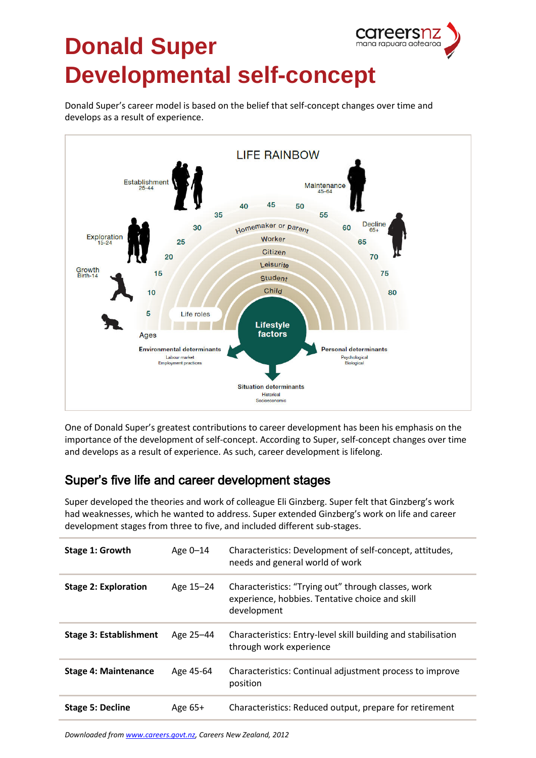# Donald Super Developmental self-concept

Donald Super's career model is based on the belief that self-concept changes over time and develops as a result of experience.

One of Donald Super's greatest contributions to career development has been his emphasis on the importance of the development of self-concept. According to Super, self-concept changes over time and develops as a result of experience. As such, career development is lifelong.

## Super's five life and career development stages

Super developed the theories and work of colleague Eli Ginzberg. Super felt that Ginzberg's work had weaknesses, which he wanted to address. Super extended Ginzberg's work on life and career development stages from three to five, and included different sub-stages.

| | | |
|---|---|---|
| **Stage 1: Growth** | Age 0–14 | Characteristics: Development of self-concept, attitudes, needs and general world of work |
| **Stage 2: Exploration** | Age 15–24 | Characteristics: "Trying out" through classes, work experience, hobbies. Tentative choice and skill development |
| **Stage 3: Establishment** | Age 25–44 | Characteristics: Entry-level skill building and stabilisation through work experience |
| **Stage 4: Maintenance** | Age 45-64 | Characteristics: Continual adjustment process to improve position |
| **Stage 5: Decline** | Age 65+ | Characteristics: Reduced output, prepare for retirement |

*Downloaded from www.careers.govt.nz, Careers New Zealand, 2012*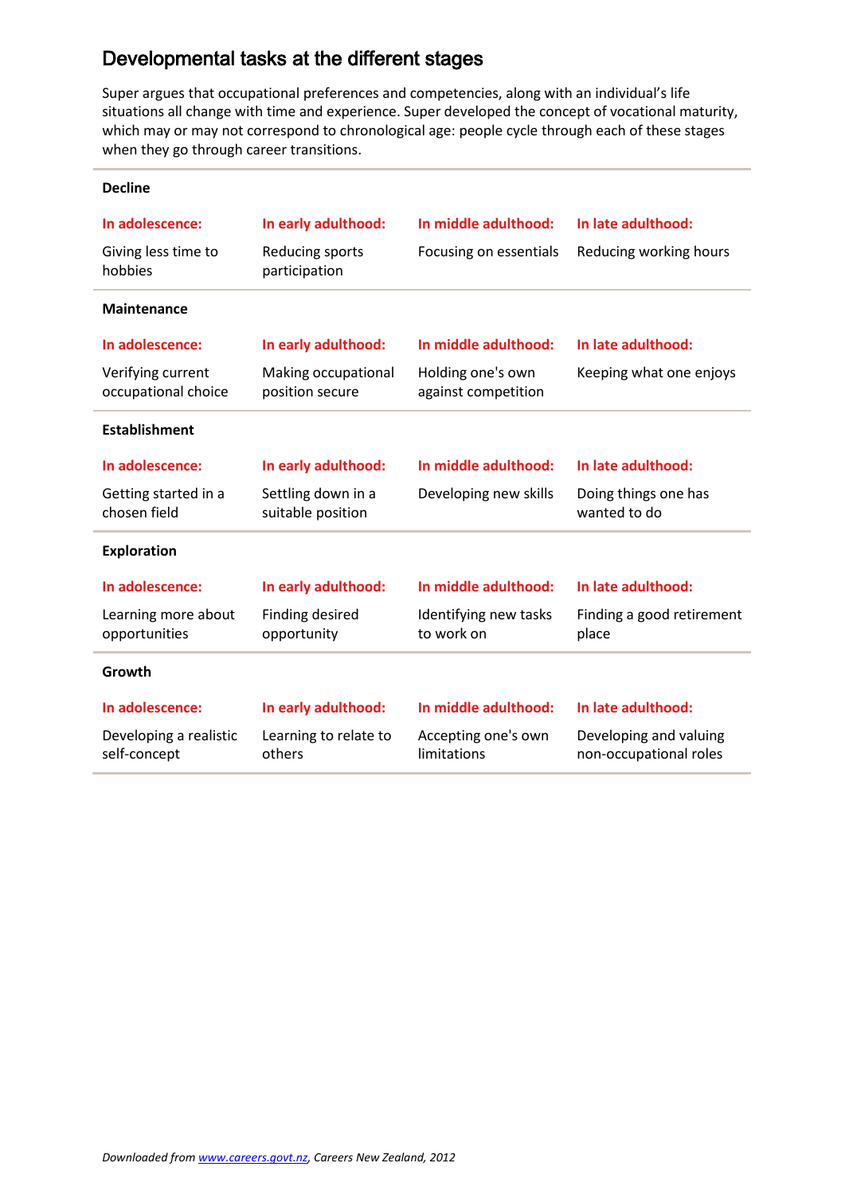## Developmental tasks at the different stages

Super argues that occupational preferences and competencies, along with an individual's life situations all change with time and experience. Super developed the concept of vocational maturity, which may or may not correspond to chronological age: people cycle through each of these stages when they go through career transitions.

| | In adolescence: | In early adulthood: | In middle adulthood: | In late adulthood: |
|---|---|---|---|---|
| **Decline** | Giving less time to hobbies | Reducing sports participation | Focusing on essentials | Reducing working hours |
| **Maintenance** | Verifying current occupational choice | Making occupational position secure | Holding one's own against competition | Keeping what one enjoys |
| **Establishment** | Getting started in a chosen field | Settling down in a suitable position | Developing new skills | Doing things one has wanted to do |
| **Exploration** | Learning more about opportunities | Finding desired opportunity | Identifying new tasks to work on | Finding a good retirement place |
| **Growth** | Developing a realistic self-concept | Learning to relate to others | Accepting one's own limitations | Developing and valuing non-occupational roles |

*Downloaded from www.careers.govt.nz, Careers New Zealand, 2012*